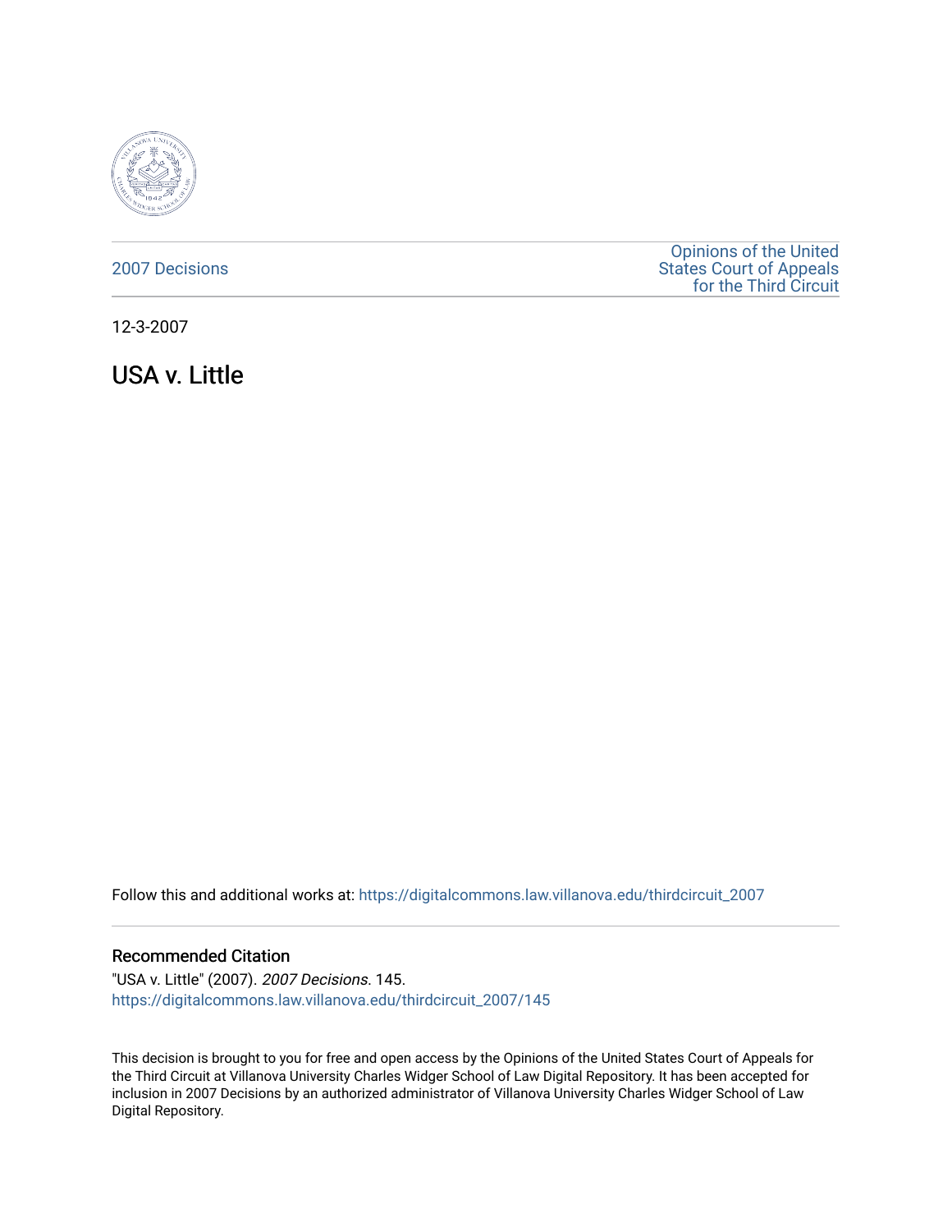2007 Decisions

Opinions of the United States Court of Appeals for the Third Circuit

12-3-2007

# USA v. Little

Follow this and additional works at: https://digitalcommons.law.villanova.edu/thirdcircuit_2007

### Recommended Citation

"USA v. Little" (2007). *2007 Decisions*. 145.
https://digitalcommons.law.villanova.edu/thirdcircuit_2007/145

This decision is brought to you for free and open access by the Opinions of the United States Court of Appeals for the Third Circuit at Villanova University Charles Widger School of Law Digital Repository. It has been accepted for inclusion in 2007 Decisions by an authorized administrator of Villanova University Charles Widger School of Law Digital Repository.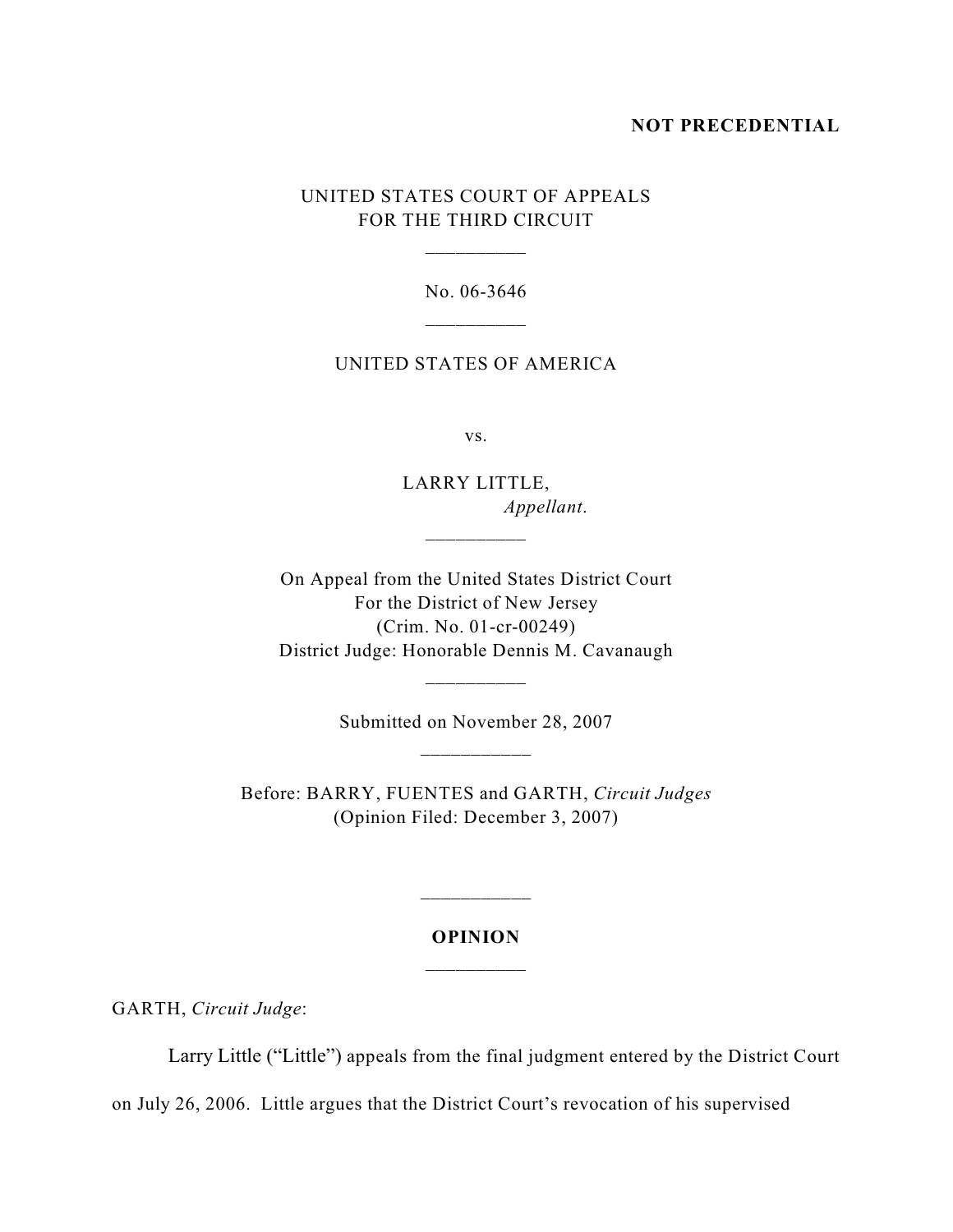**NOT PRECEDENTIAL**

UNITED STATES COURT OF APPEALS
FOR THE THIRD CIRCUIT

---

No. 06-3646

---

UNITED STATES OF AMERICA

vs.

LARRY LITTLE,
*Appellant.*

---

On Appeal from the United States District Court
For the District of New Jersey
(Crim. No. 01-cr-00249)
District Judge: Honorable Dennis M. Cavanaugh

---

Submitted on November 28, 2007

---

Before: BARRY, FUENTES and GARTH, *Circuit Judges*
(Opinion Filed: December 3, 2007)

---

**OPINION**

---

GARTH, *Circuit Judge*:

Larry Little ("Little") appeals from the final judgment entered by the District Court on July 26, 2006. Little argues that the District Court's revocation of his supervised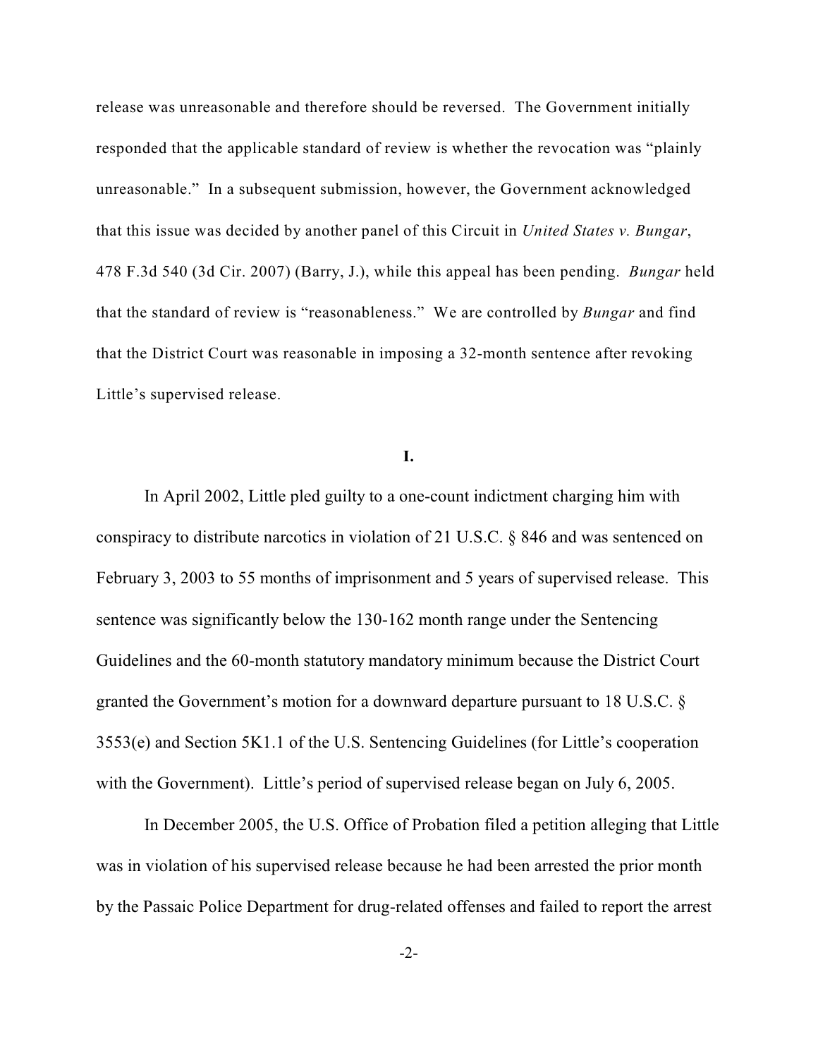release was unreasonable and therefore should be reversed. The Government initially responded that the applicable standard of review is whether the revocation was "plainly unreasonable." In a subsequent submission, however, the Government acknowledged that this issue was decided by another panel of this Circuit in *United States v. Bungar*, 478 F.3d 540 (3d Cir. 2007) (Barry, J.), while this appeal has been pending. *Bungar* held that the standard of review is "reasonableness." We are controlled by *Bungar* and find that the District Court was reasonable in imposing a 32-month sentence after revoking Little's supervised release.

## I.

In April 2002, Little pled guilty to a one-count indictment charging him with conspiracy to distribute narcotics in violation of 21 U.S.C. § 846 and was sentenced on February 3, 2003 to 55 months of imprisonment and 5 years of supervised release. This sentence was significantly below the 130-162 month range under the Sentencing Guidelines and the 60-month statutory mandatory minimum because the District Court granted the Government's motion for a downward departure pursuant to 18 U.S.C. § 3553(e) and Section 5K1.1 of the U.S. Sentencing Guidelines (for Little's cooperation with the Government). Little's period of supervised release began on July 6, 2005.

In December 2005, the U.S. Office of Probation filed a petition alleging that Little was in violation of his supervised release because he had been arrested the prior month by the Passaic Police Department for drug-related offenses and failed to report the arrest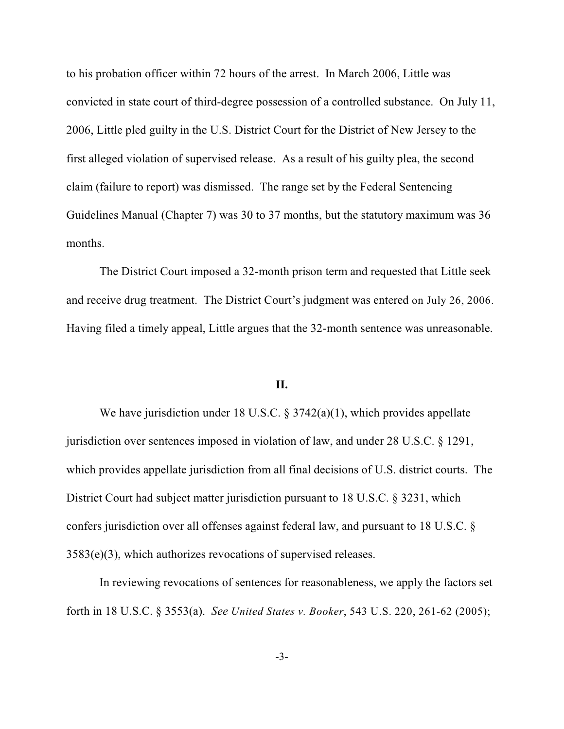to his probation officer within 72 hours of the arrest. In March 2006, Little was convicted in state court of third-degree possession of a controlled substance. On July 11, 2006, Little pled guilty in the U.S. District Court for the District of New Jersey to the first alleged violation of supervised release. As a result of his guilty plea, the second claim (failure to report) was dismissed. The range set by the Federal Sentencing Guidelines Manual (Chapter 7) was 30 to 37 months, but the statutory maximum was 36 months.

The District Court imposed a 32-month prison term and requested that Little seek and receive drug treatment. The District Court's judgment was entered on July 26, 2006. Having filed a timely appeal, Little argues that the 32-month sentence was unreasonable.

## II.

We have jurisdiction under 18 U.S.C. § 3742(a)(1), which provides appellate jurisdiction over sentences imposed in violation of law, and under 28 U.S.C. § 1291, which provides appellate jurisdiction from all final decisions of U.S. district courts. The District Court had subject matter jurisdiction pursuant to 18 U.S.C. § 3231, which confers jurisdiction over all offenses against federal law, and pursuant to 18 U.S.C. § 3583(e)(3), which authorizes revocations of supervised releases.

In reviewing revocations of sentences for reasonableness, we apply the factors set forth in 18 U.S.C. § 3553(a). *See United States v. Booker*, 543 U.S. 220, 261-62 (2005);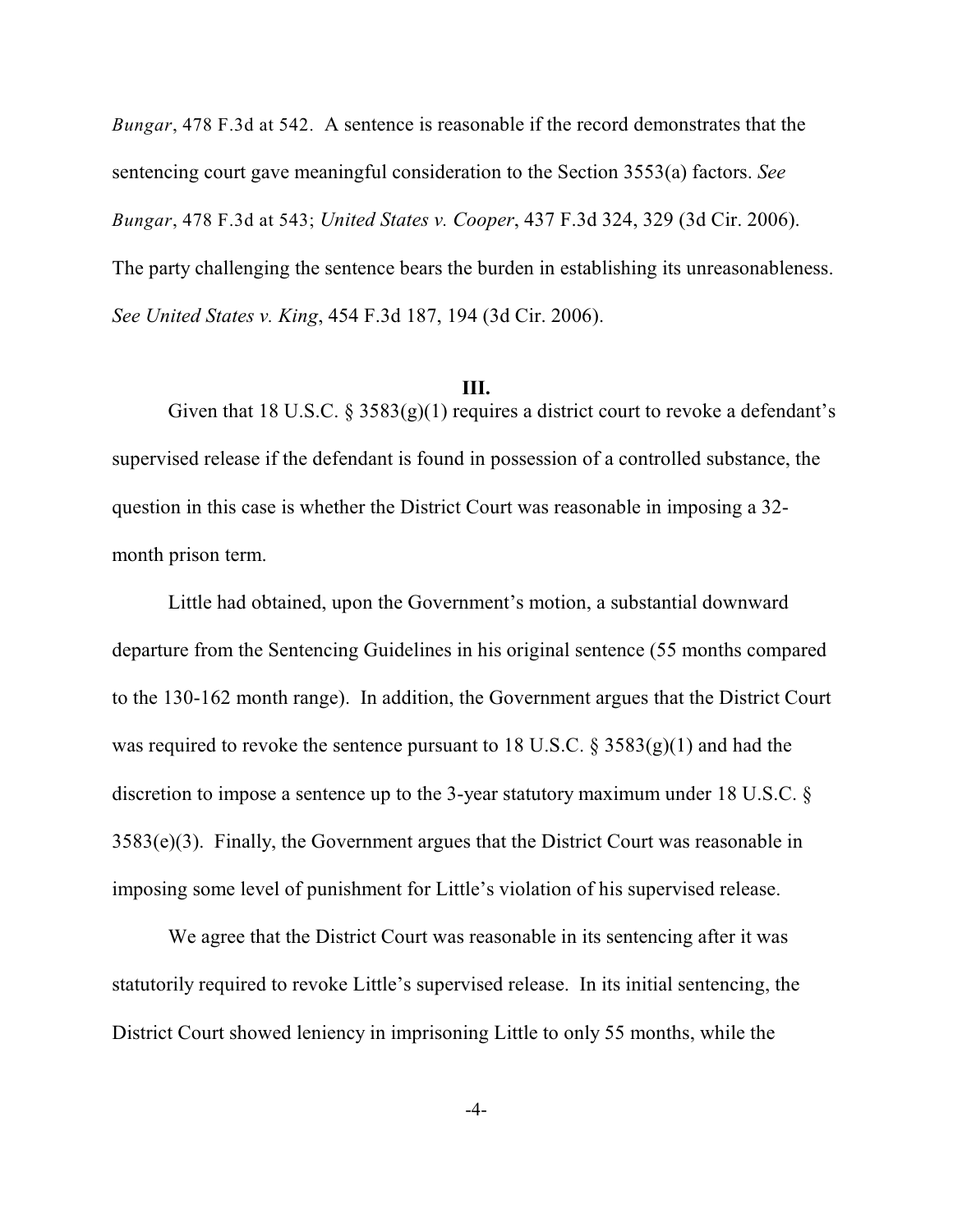*Bungar*, 478 F.3d at 542. A sentence is reasonable if the record demonstrates that the sentencing court gave meaningful consideration to the Section 3553(a) factors. *See Bungar*, 478 F.3d at 543; *United States v. Cooper*, 437 F.3d 324, 329 (3d Cir. 2006). The party challenging the sentence bears the burden in establishing its unreasonableness. *See United States v. King*, 454 F.3d 187, 194 (3d Cir. 2006).

### III.

Given that 18 U.S.C. § 3583(g)(1) requires a district court to revoke a defendant's supervised release if the defendant is found in possession of a controlled substance, the question in this case is whether the District Court was reasonable in imposing a 32-month prison term.

Little had obtained, upon the Government's motion, a substantial downward departure from the Sentencing Guidelines in his original sentence (55 months compared to the 130-162 month range). In addition, the Government argues that the District Court was required to revoke the sentence pursuant to 18 U.S.C. § 3583(g)(1) and had the discretion to impose a sentence up to the 3-year statutory maximum under 18 U.S.C. § 3583(e)(3). Finally, the Government argues that the District Court was reasonable in imposing some level of punishment for Little's violation of his supervised release.

We agree that the District Court was reasonable in its sentencing after it was statutorily required to revoke Little's supervised release. In its initial sentencing, the District Court showed leniency in imprisoning Little to only 55 months, while the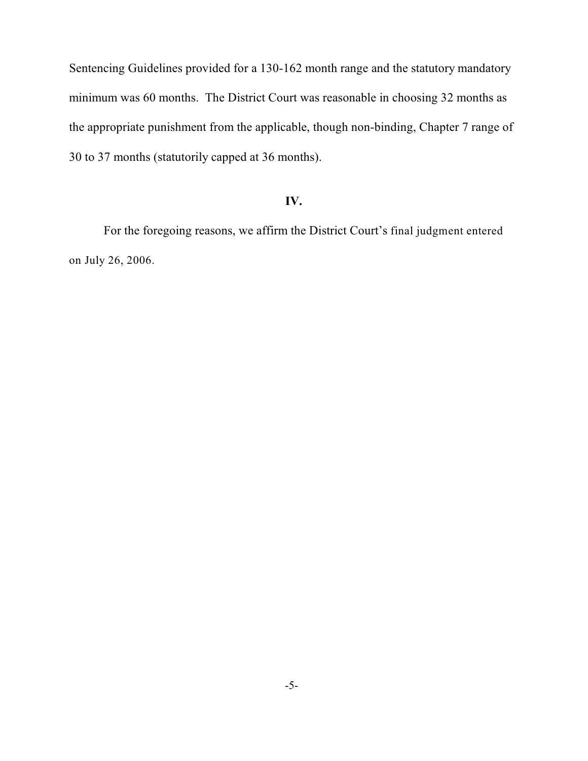Sentencing Guidelines provided for a 130-162 month range and the statutory mandatory minimum was 60 months. The District Court was reasonable in choosing 32 months as the appropriate punishment from the applicable, though non-binding, Chapter 7 range of 30 to 37 months (statutorily capped at 36 months).

## IV.

For the foregoing reasons, we affirm the District Court's final judgment entered on July 26, 2006.